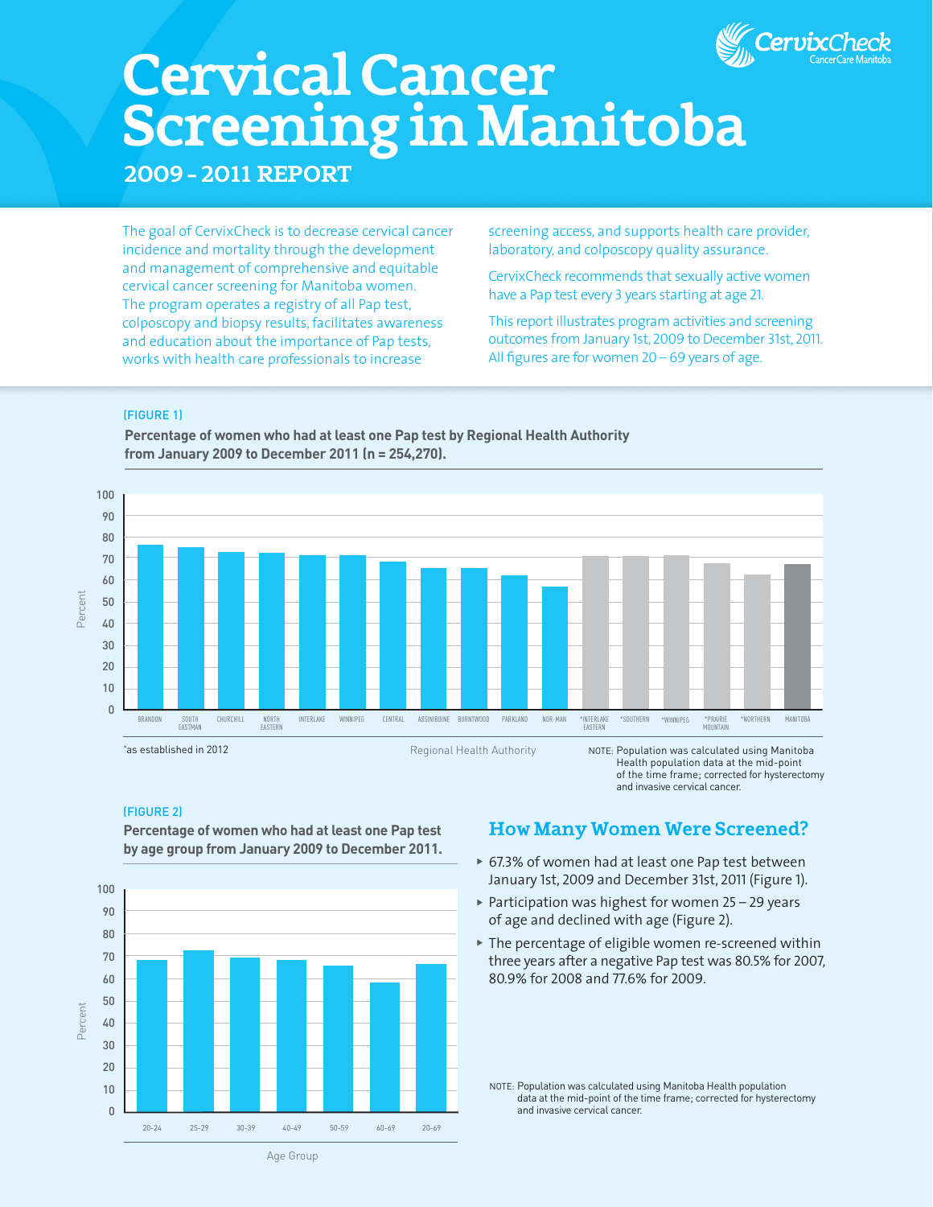# Cervical Cancer Screening in Manitoba

## 2009 - 2011 REPORT

CervixCheck CancerCare Manitoba

The goal of CervixCheck is to decrease cervical cancer incidence and mortality through the development and management of comprehensive and equitable cervical cancer screening for Manitoba women. The program operates a registry of all Pap test, colposcopy and biopsy results, facilitates awareness and education about the importance of Pap tests, works with health care professionals to increase screening access, and supports health care provider, laboratory, and colposcopy quality assurance.

CervixCheck recommends that sexually active women have a Pap test every 3 years starting at age 21.

This report illustrates program activities and screening outcomes from January 1st, 2009 to December 31st, 2011. All figures are for women 20 – 69 years of age.

(FIGURE 1)

**Percentage of women who had at least one Pap test by Regional Health Authority from January 2009 to December 2011 (n = 254,270).**

Percent: 0–100

Regional Health Authority: BRANDON, SOUTH EASTMAN, CHURCHILL, NORTH EASTERN, INTERLAKE, WINNIPEG, CENTRAL, ASSINIBOINE, BURNTWOOD, PARKLAND, NOR-MAN, *INTERLAKE EASTERN, *SOUTHERN, *WINNIPEG, *PRAIRIE MOUNTAIN, *NORTHERN, MANITOBA

*as established in 2012

NOTE: Population was calculated using Manitoba Health population data at the mid-point of the time frame; corrected for hysterectomy and invasive cervical cancer.

(FIGURE 2)

**Percentage of women who had at least one Pap test by age group from January 2009 to December 2011.**

Percent: 0–100

Age Group: 20-24, 25-29, 30-39, 40-49, 50-59, 60-69, 20-69

## How Many Women Were Screened?

- 67.3% of women had at least one Pap test between January 1st, 2009 and December 31st, 2011 (Figure 1).
- Participation was highest for women 25 – 29 years of age and declined with age (Figure 2).
- The percentage of eligible women re-screened within three years after a negative Pap test was 80.5% for 2007, 80.9% for 2008 and 77.6% for 2009.

NOTE: Population was calculated using Manitoba Health population data at the mid-point of the time frame; corrected for hysterectomy and invasive cervical cancer.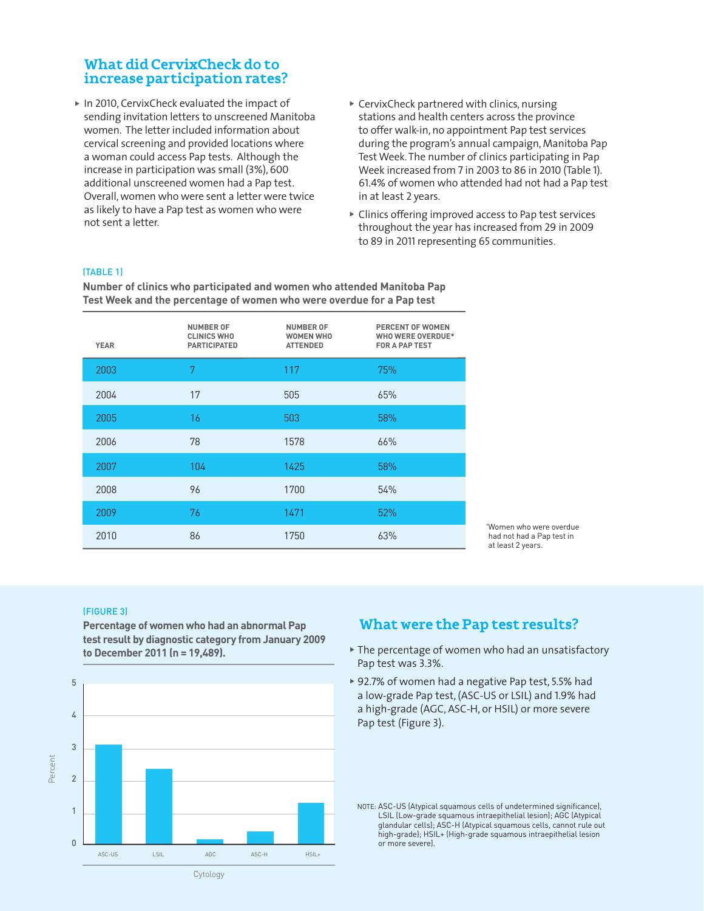## What did CervixCheck do to increase participation rates?

- In 2010, CervixCheck evaluated the impact of sending invitation letters to unscreened Manitoba women. The letter included information about cervical screening and provided locations where a woman could access Pap tests. Although the increase in participation was small (3%), 600 additional unscreened women had a Pap test. Overall, women who were sent a letter were twice as likely to have a Pap test as women who were not sent a letter.
- CervixCheck partnered with clinics, nursing stations and health centers across the province to offer walk-in, no appointment Pap test services during the program's annual campaign, Manitoba Pap Test Week. The number of clinics participating in Pap Test Week increased from 7 in 2003 to 86 in 2010 (Table 1). 61.4% of women who attended had not had a Pap test in at least 2 years.
- Clinics offering improved access to Pap test services throughout the year has increased from 29 in 2009 to 89 in 2011 representing 65 communities.

(TABLE 1)

**Number of clinics who participated and women who attended Manitoba Pap Test Week and the percentage of women who were overdue for a Pap test**

| YEAR | NUMBER OF CLINICS WHO PARTICIPATED | NUMBER OF WOMEN WHO ATTENDED | PERCENT OF WOMEN WHO WERE OVERDUE* FOR A PAP TEST |
|---|---|---|---|
| 2003 | 7 | 117 | 75% |
| 2004 | 17 | 505 | 65% |
| 2005 | 16 | 503 | 58% |
| 2006 | 78 | 1578 | 66% |
| 2007 | 104 | 1425 | 58% |
| 2008 | 96 | 1700 | 54% |
| 2009 | 76 | 1471 | 52% |
| 2010 | 86 | 1750 | 63% |

*Women who were overdue had not had a Pap test in at least 2 years.

(FIGURE 3)

**Percentage of women who had an abnormal Pap test result by diagnostic category from January 2009 to December 2011 (n = 19,489).**

## What were the Pap test results?

- The percentage of women who had an unsatisfactory Pap test was 3.3%.
- 92.7% of women had a negative Pap test, 5.5% had a low-grade Pap test, (ASC-US or LSIL) and 1.9% had a high-grade (AGC, ASC-H, or HSIL) or more severe Pap test (Figure 3).

NOTE: ASC-US (Atypical squamous cells of undetermined significance), LSIL (Low-grade squamous intraepithelial lesion); AGC (Atypical glandular cells); ASC-H (Atypical squamous cells, cannot rule out high-grade); HSIL+ (High-grade squamous intraepithelial lesion or more severe).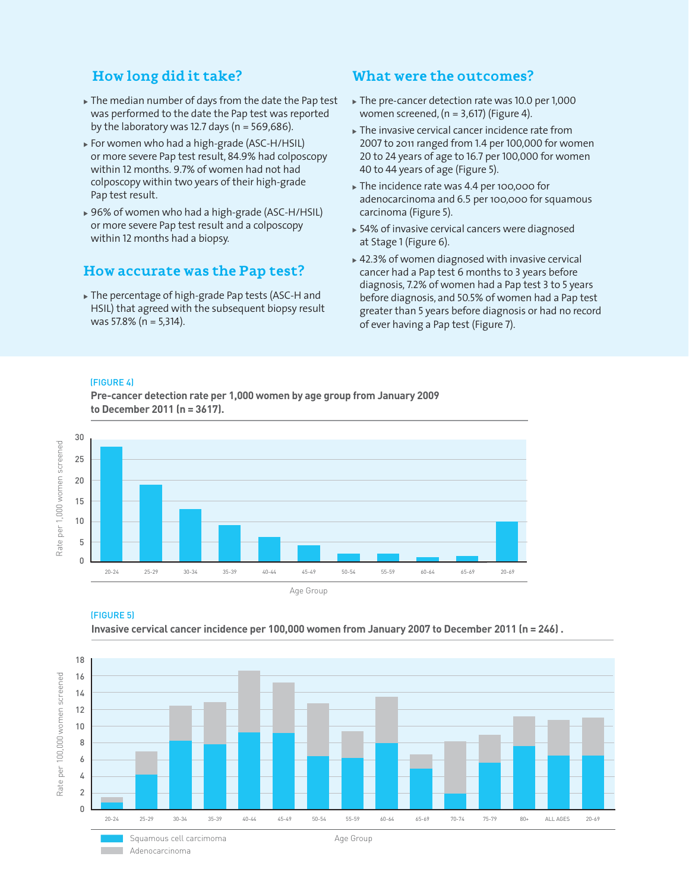## How long did it take?

- The median number of days from the date the Pap test was performed to the date the Pap test was reported by the laboratory was 12.7 days (n = 569,686).
- For women who had a high-grade (ASC-H/HSIL) or more severe Pap test result, 84.9% had colposcopy within 12 months. 9.7% of women had not had colposcopy within two years of their high-grade Pap test result.
- 96% of women who had a high-grade (ASC-H/HSIL) or more severe Pap test result and a colposcopy within 12 months had a biopsy.

## How accurate was the Pap test?

- The percentage of high-grade Pap tests (ASC-H and HSIL) that agreed with the subsequent biopsy result was 57.8% (n = 5,314).

## What were the outcomes?

- The pre-cancer detection rate was 10.0 per 1,000 women screened, (n = 3,617) (Figure 4).
- The invasive cervical cancer incidence rate from 2007 to 2011 ranged from 1.4 per 100,000 for women 20 to 24 years of age to 16.7 per 100,000 for women 40 to 44 years of age (Figure 5).
- The incidence rate was 4.4 per 100,000 for adenocarcinoma and 6.5 per 100,000 for squamous carcinoma (Figure 5).
- 54% of invasive cervical cancers were diagnosed at Stage 1 (Figure 6).
- 42.3% of women diagnosed with invasive cervical cancer had a Pap test 6 months to 3 years before diagnosis, 7.2% of women had a Pap test 3 to 5 years before diagnosis, and 50.5% of women had a Pap test greater than 5 years before diagnosis or had no record of ever having a Pap test (Figure 7).

**(FIGURE 4)**

**Pre-cancer detection rate per 1,000 women by age group from January 2009 to December 2011 (n = 3617).**

Rate per 1,000 women screened (y-axis: 0–30); Age Group (x-axis): 20-24, 25-29, 30-34, 35-39, 40-44, 45-49, 50-54, 55-59, 60-64, 65-69, 20-69

**(FIGURE 5)**

**Invasive cervical cancer incidence per 100,000 women from January 2007 to December 2011 (n = 246) .**

Rate per 100,000 women screened (y-axis: 0–18); Age Group (x-axis): 20-24, 25-29, 30-34, 35-39, 40-44, 45-49, 50-54, 55-59, 60-64, 65-69, 70-74, 75-79, 80+, ALL AGES, 20-69

Squamous cell carcimoma

Adenocarcinoma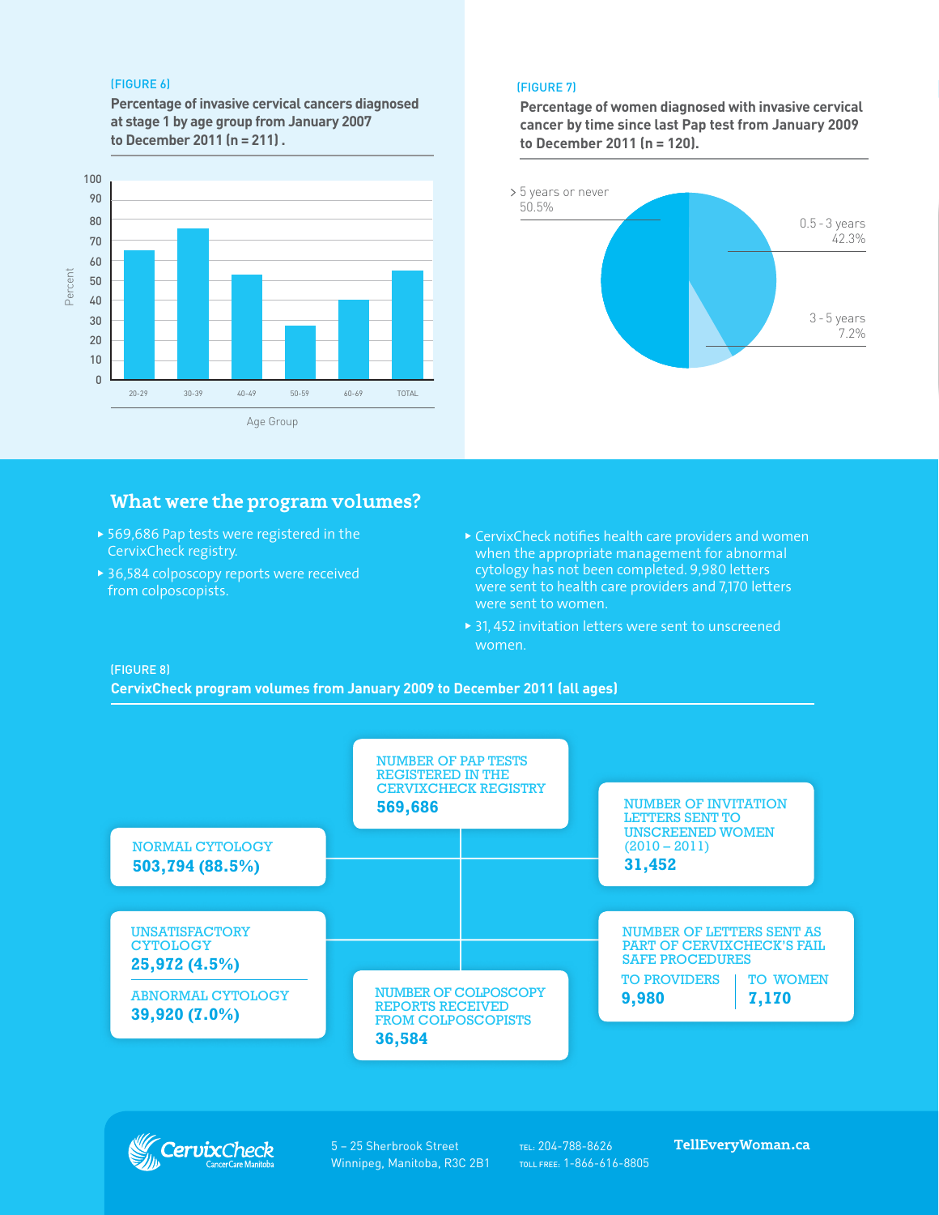(FIGURE 6)

**Percentage of invasive cervical cancers diagnosed at stage 1 by age group from January 2007 to December 2011 (n = 211).**

Percent

100
90
80
70
60
50
40
30
20
10
0

20-29
30-39
40-49
50-59
60-69
TOTAL

Age Group

(FIGURE 7)

**Percentage of women diagnosed with invasive cervical cancer by time since last Pap test from January 2009 to December 2011 (n = 120).**

> 5 years or never
50.5%

0.5 - 3 years
42.3%

3 - 5 years
7.2%

## What were the program volumes?

- 569,686 Pap tests were registered in the CervixCheck registry.
- 36,584 colposcopy reports were received from colposcopists.
- CervixCheck notifies health care providers and women when the appropriate management for abnormal cytology has not been completed. 9,980 letters were sent to health care providers and 7,170 letters were sent to women.
- 31, 452 invitation letters were sent to unscreened women.

(FIGURE 8)

**CervixCheck program volumes from January 2009 to December 2011 (all ages)**

NUMBER OF PAP TESTS REGISTERED IN THE CERVIXCHECK REGISTRY
**569,686**

NORMAL CYTOLOGY
**503,794 (88.5%)**

UNSATISFACTORY CYTOLOGY
**25,972 (4.5%)**

ABNORMAL CYTOLOGY
**39,920 (7.0%)**

NUMBER OF COLPOSCOPY REPORTS RECEIVED FROM COLPOSCOPISTS
**36,584**

NUMBER OF INVITATION LETTERS SENT TO UNSCREENED WOMEN (2010 – 2011)
**31,452**

NUMBER OF LETTERS SENT AS PART OF CERVIXCHECK'S FAIL SAFE PROCEDURES

TO PROVIDERS
**9,980**

TO WOMEN
**7,170**

CervixCheck CancerCare Manitoba

5 – 25 Sherbrook Street
Winnipeg, Manitoba, R3C 2B1

TEL: 204-788-8626
TOLL FREE: 1-866-616-8805

**TellEveryWoman.ca**